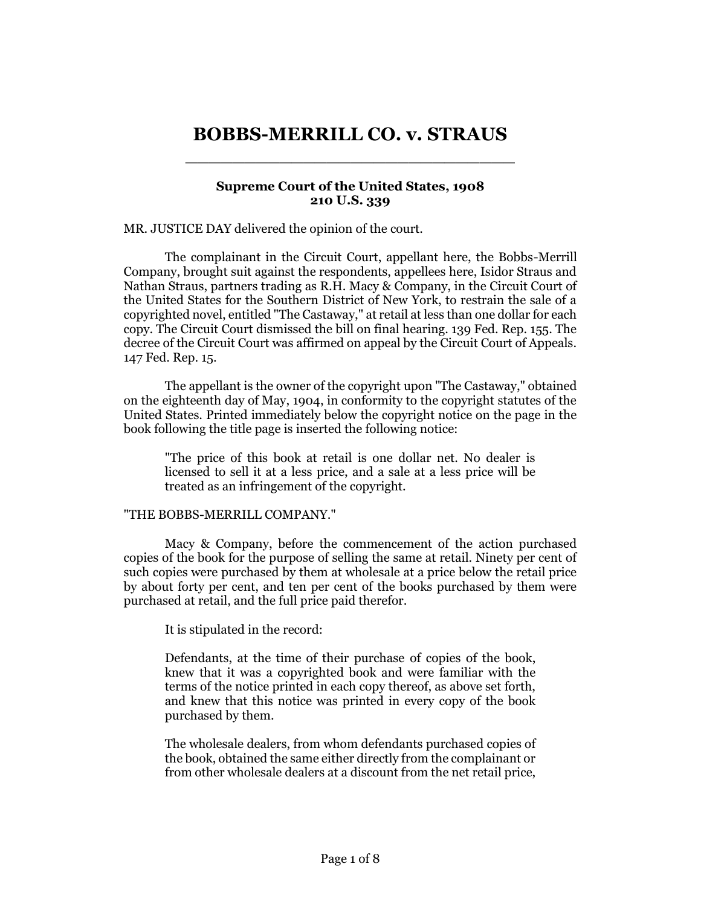# BOBBS-MERRILL CO. v. STRAUS

**Supreme Court of the United States, 1908**
**210 U.S. 339**

MR. JUSTICE DAY delivered the opinion of the court.

The complainant in the Circuit Court, appellant here, the Bobbs-Merrill Company, brought suit against the respondents, appellees here, Isidor Straus and Nathan Straus, partners trading as R.H. Macy & Company, in the Circuit Court of the United States for the Southern District of New York, to restrain the sale of a copyrighted novel, entitled "The Castaway," at retail at less than one dollar for each copy. The Circuit Court dismissed the bill on final hearing. 139 Fed. Rep. 155. The decree of the Circuit Court was affirmed on appeal by the Circuit Court of Appeals. 147 Fed. Rep. 15.

The appellant is the owner of the copyright upon "The Castaway," obtained on the eighteenth day of May, 1904, in conformity to the copyright statutes of the United States. Printed immediately below the copyright notice on the page in the book following the title page is inserted the following notice:

> "The price of this book at retail is one dollar net. No dealer is licensed to sell it at a less price, and a sale at a less price will be treated as an infringement of the copyright.

"THE BOBBS-MERRILL COMPANY."

Macy & Company, before the commencement of the action purchased copies of the book for the purpose of selling the same at retail. Ninety per cent of such copies were purchased by them at wholesale at a price below the retail price by about forty per cent, and ten per cent of the books purchased by them were purchased at retail, and the full price paid therefor.

It is stipulated in the record:

> Defendants, at the time of their purchase of copies of the book, knew that it was a copyrighted book and were familiar with the terms of the notice printed in each copy thereof, as above set forth, and knew that this notice was printed in every copy of the book purchased by them.
>
> The wholesale dealers, from whom defendants purchased copies of the book, obtained the same either directly from the complainant or from other wholesale dealers at a discount from the net retail price,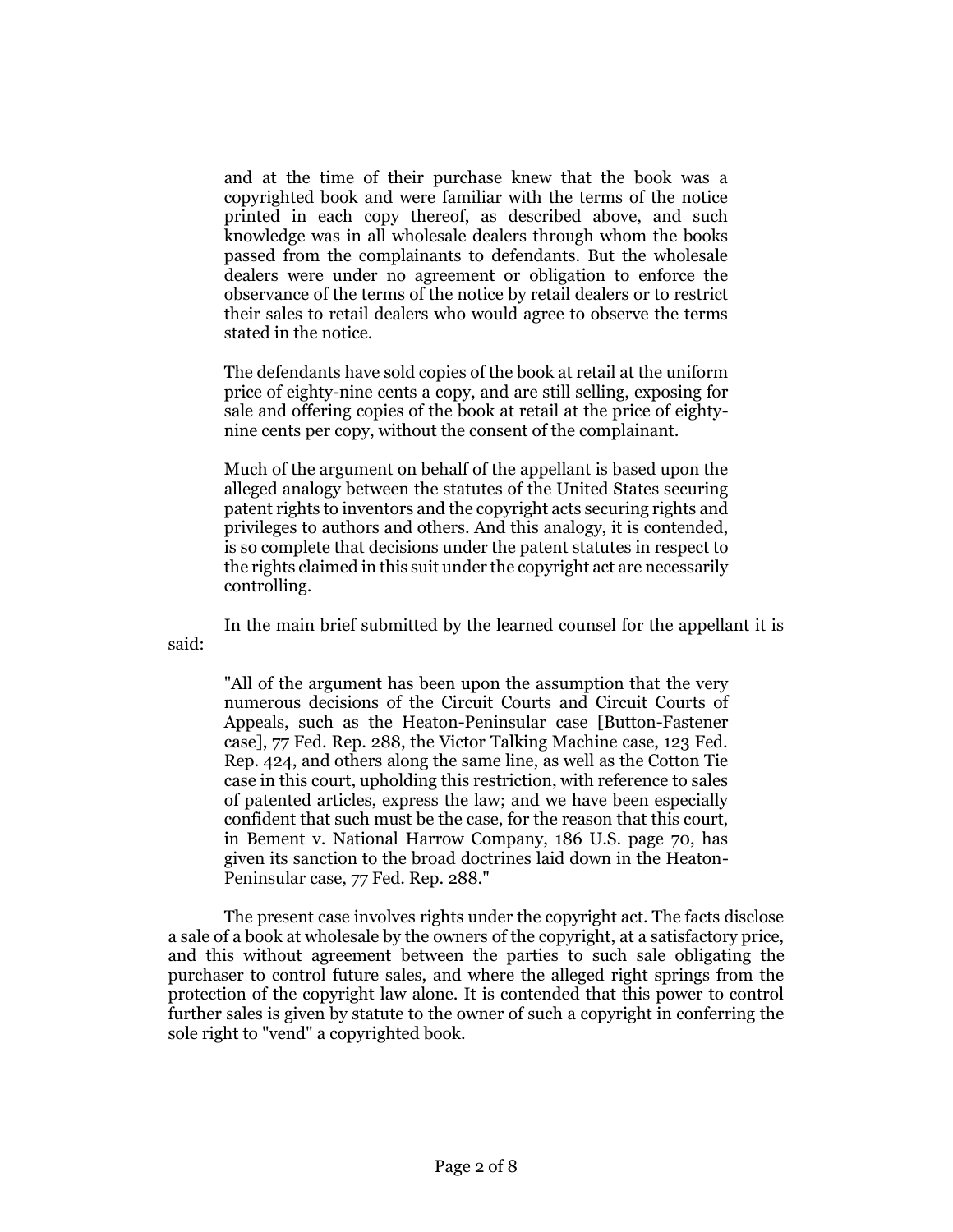and at the time of their purchase knew that the book was a copyrighted book and were familiar with the terms of the notice printed in each copy thereof, as described above, and such knowledge was in all wholesale dealers through whom the books passed from the complainants to defendants. But the wholesale dealers were under no agreement or obligation to enforce the observance of the terms of the notice by retail dealers or to restrict their sales to retail dealers who would agree to observe the terms stated in the notice.

> The defendants have sold copies of the book at retail at the uniform price of eighty-nine cents a copy, and are still selling, exposing for sale and offering copies of the book at retail at the price of eighty-nine cents per copy, without the consent of the complainant.

> Much of the argument on behalf of the appellant is based upon the alleged analogy between the statutes of the United States securing patent rights to inventors and the copyright acts securing rights and privileges to authors and others. And this analogy, it is contended, is so complete that decisions under the patent statutes in respect to the rights claimed in this suit under the copyright act are necessarily controlling.

In the main brief submitted by the learned counsel for the appellant it is said:

> "All of the argument has been upon the assumption that the very numerous decisions of the Circuit Courts and Circuit Courts of Appeals, such as the Heaton-Peninsular case [Button-Fastener case], 77 Fed. Rep. 288, the Victor Talking Machine case, 123 Fed. Rep. 424, and others along the same line, as well as the Cotton Tie case in this court, upholding this restriction, with reference to sales of patented articles, express the law; and we have been especially confident that such must be the case, for the reason that this court, in Bement v. National Harrow Company, 186 U.S. page 70, has given its sanction to the broad doctrines laid down in the Heaton-Peninsular case, 77 Fed. Rep. 288."

The present case involves rights under the copyright act. The facts disclose a sale of a book at wholesale by the owners of the copyright, at a satisfactory price, and this without agreement between the parties to such sale obligating the purchaser to control future sales, and where the alleged right springs from the protection of the copyright law alone. It is contended that this power to control further sales is given by statute to the owner of such a copyright in conferring the sole right to "vend" a copyrighted book.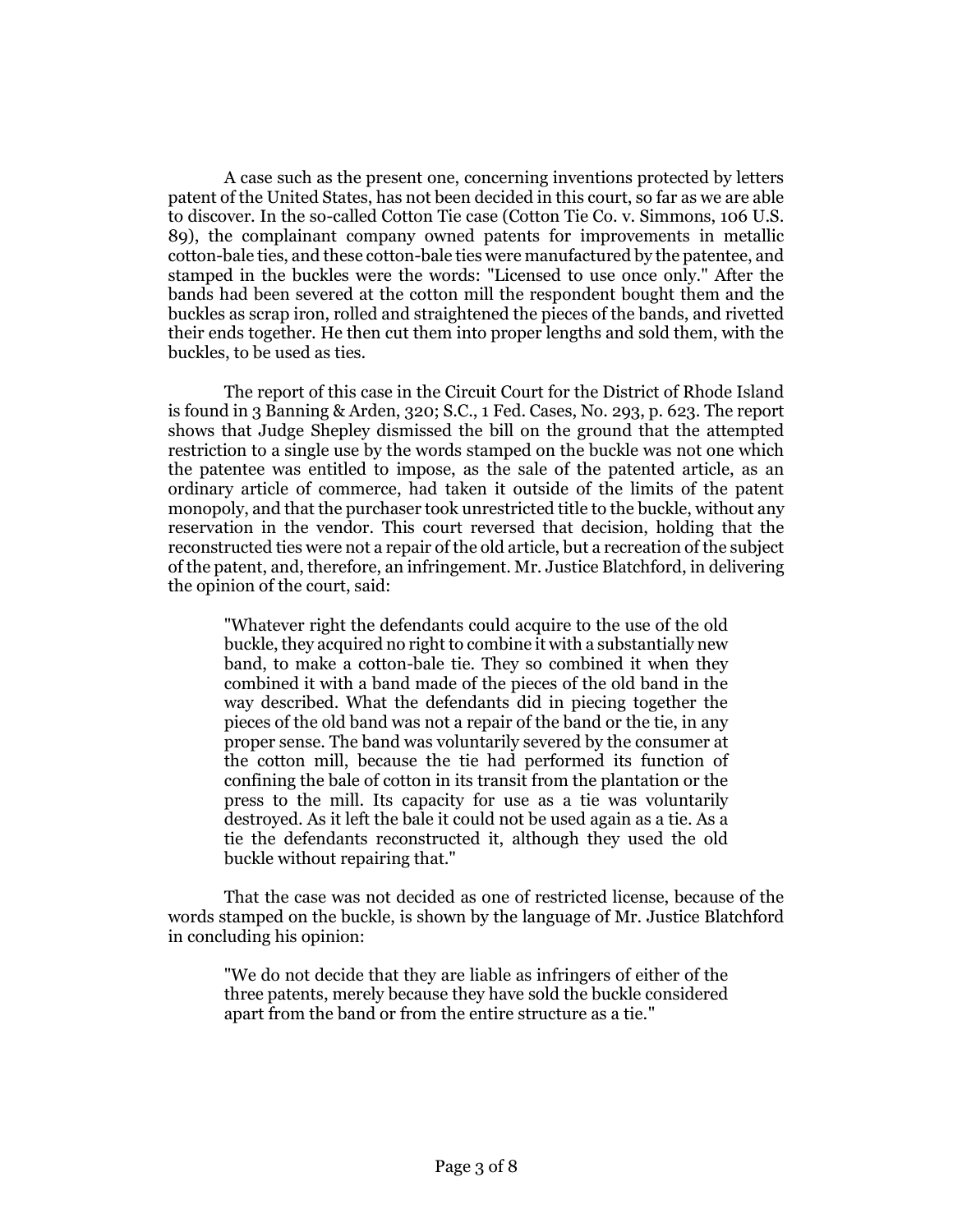A case such as the present one, concerning inventions protected by letters patent of the United States, has not been decided in this court, so far as we are able to discover. In the so-called Cotton Tie case (Cotton Tie Co. v. Simmons, 106 U.S. 89), the complainant company owned patents for improvements in metallic cotton-bale ties, and these cotton-bale ties were manufactured by the patentee, and stamped in the buckles were the words: "Licensed to use once only." After the bands had been severed at the cotton mill the respondent bought them and the buckles as scrap iron, rolled and straightened the pieces of the bands, and rivetted their ends together. He then cut them into proper lengths and sold them, with the buckles, to be used as ties.

The report of this case in the Circuit Court for the District of Rhode Island is found in 3 Banning & Arden, 320; S.C., 1 Fed. Cases, No. 293, p. 623. The report shows that Judge Shepley dismissed the bill on the ground that the attempted restriction to a single use by the words stamped on the buckle was not one which the patentee was entitled to impose, as the sale of the patented article, as an ordinary article of commerce, had taken it outside of the limits of the patent monopoly, and that the purchaser took unrestricted title to the buckle, without any reservation in the vendor. This court reversed that decision, holding that the reconstructed ties were not a repair of the old article, but a recreation of the subject of the patent, and, therefore, an infringement. Mr. Justice Blatchford, in delivering the opinion of the court, said:

> "Whatever right the defendants could acquire to the use of the old buckle, they acquired no right to combine it with a substantially new band, to make a cotton-bale tie. They so combined it when they combined it with a band made of the pieces of the old band in the way described. What the defendants did in piecing together the pieces of the old band was not a repair of the band or the tie, in any proper sense. The band was voluntarily severed by the consumer at the cotton mill, because the tie had performed its function of confining the bale of cotton in its transit from the plantation or the press to the mill. Its capacity for use as a tie was voluntarily destroyed. As it left the bale it could not be used again as a tie. As a tie the defendants reconstructed it, although they used the old buckle without repairing that."

That the case was not decided as one of restricted license, because of the words stamped on the buckle, is shown by the language of Mr. Justice Blatchford in concluding his opinion:

> "We do not decide that they are liable as infringers of either of the three patents, merely because they have sold the buckle considered apart from the band or from the entire structure as a tie."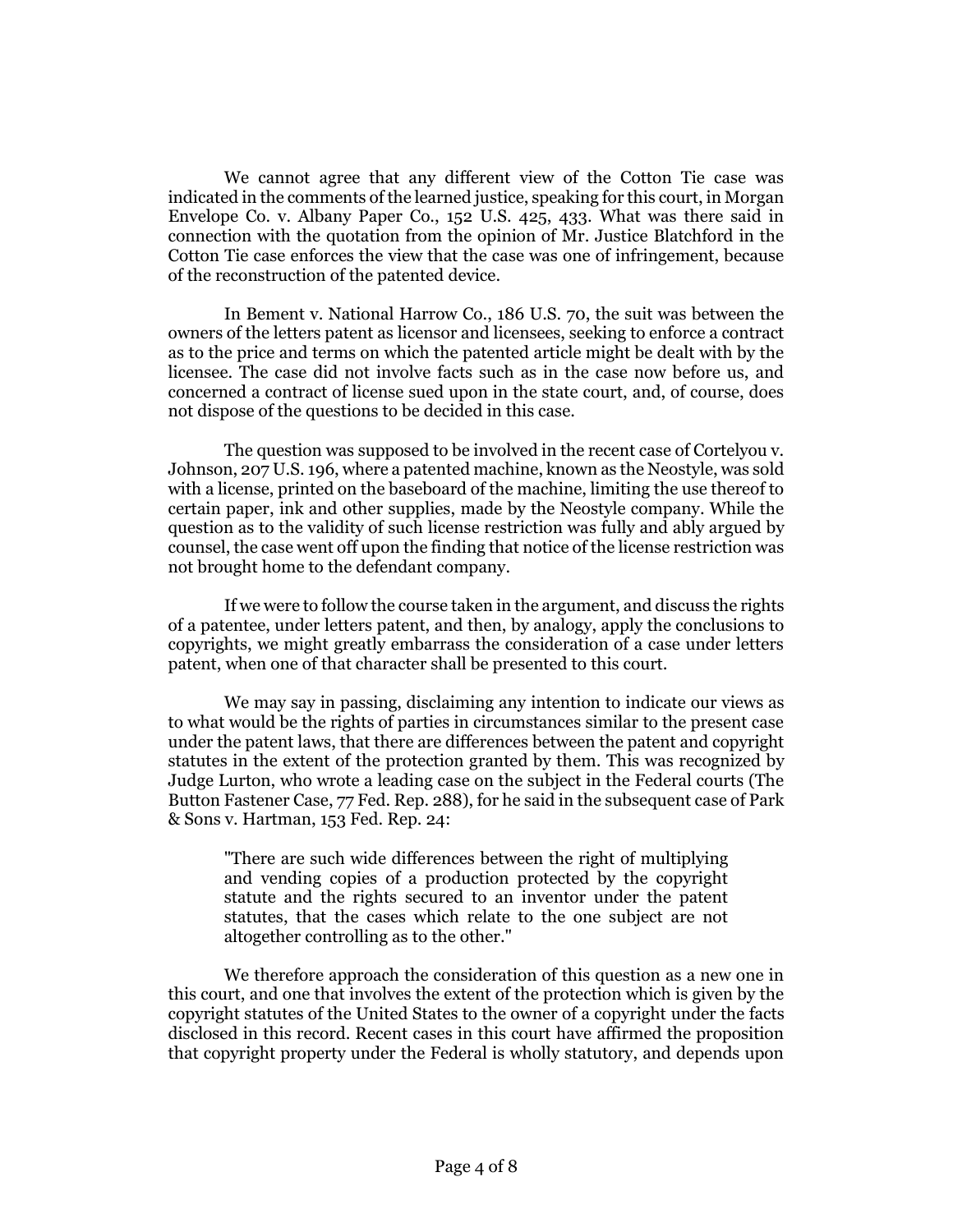We cannot agree that any different view of the Cotton Tie case was indicated in the comments of the learned justice, speaking for this court, in Morgan Envelope Co. v. Albany Paper Co., 152 U.S. 425, 433. What was there said in connection with the quotation from the opinion of Mr. Justice Blatchford in the Cotton Tie case enforces the view that the case was one of infringement, because of the reconstruction of the patented device.

In Bement v. National Harrow Co., 186 U.S. 70, the suit was between the owners of the letters patent as licensor and licensees, seeking to enforce a contract as to the price and terms on which the patented article might be dealt with by the licensee. The case did not involve facts such as in the case now before us, and concerned a contract of license sued upon in the state court, and, of course, does not dispose of the questions to be decided in this case.

The question was supposed to be involved in the recent case of Cortelyou v. Johnson, 207 U.S. 196, where a patented machine, known as the Neostyle, was sold with a license, printed on the baseboard of the machine, limiting the use thereof to certain paper, ink and other supplies, made by the Neostyle company. While the question as to the validity of such license restriction was fully and ably argued by counsel, the case went off upon the finding that notice of the license restriction was not brought home to the defendant company.

If we were to follow the course taken in the argument, and discuss the rights of a patentee, under letters patent, and then, by analogy, apply the conclusions to copyrights, we might greatly embarrass the consideration of a case under letters patent, when one of that character shall be presented to this court.

We may say in passing, disclaiming any intention to indicate our views as to what would be the rights of parties in circumstances similar to the present case under the patent laws, that there are differences between the patent and copyright statutes in the extent of the protection granted by them. This was recognized by Judge Lurton, who wrote a leading case on the subject in the Federal courts (The Button Fastener Case, 77 Fed. Rep. 288), for he said in the subsequent case of Park & Sons v. Hartman, 153 Fed. Rep. 24:

> "There are such wide differences between the right of multiplying and vending copies of a production protected by the copyright statute and the rights secured to an inventor under the patent statutes, that the cases which relate to the one subject are not altogether controlling as to the other."

We therefore approach the consideration of this question as a new one in this court, and one that involves the extent of the protection which is given by the copyright statutes of the United States to the owner of a copyright under the facts disclosed in this record. Recent cases in this court have affirmed the proposition that copyright property under the Federal is wholly statutory, and depends upon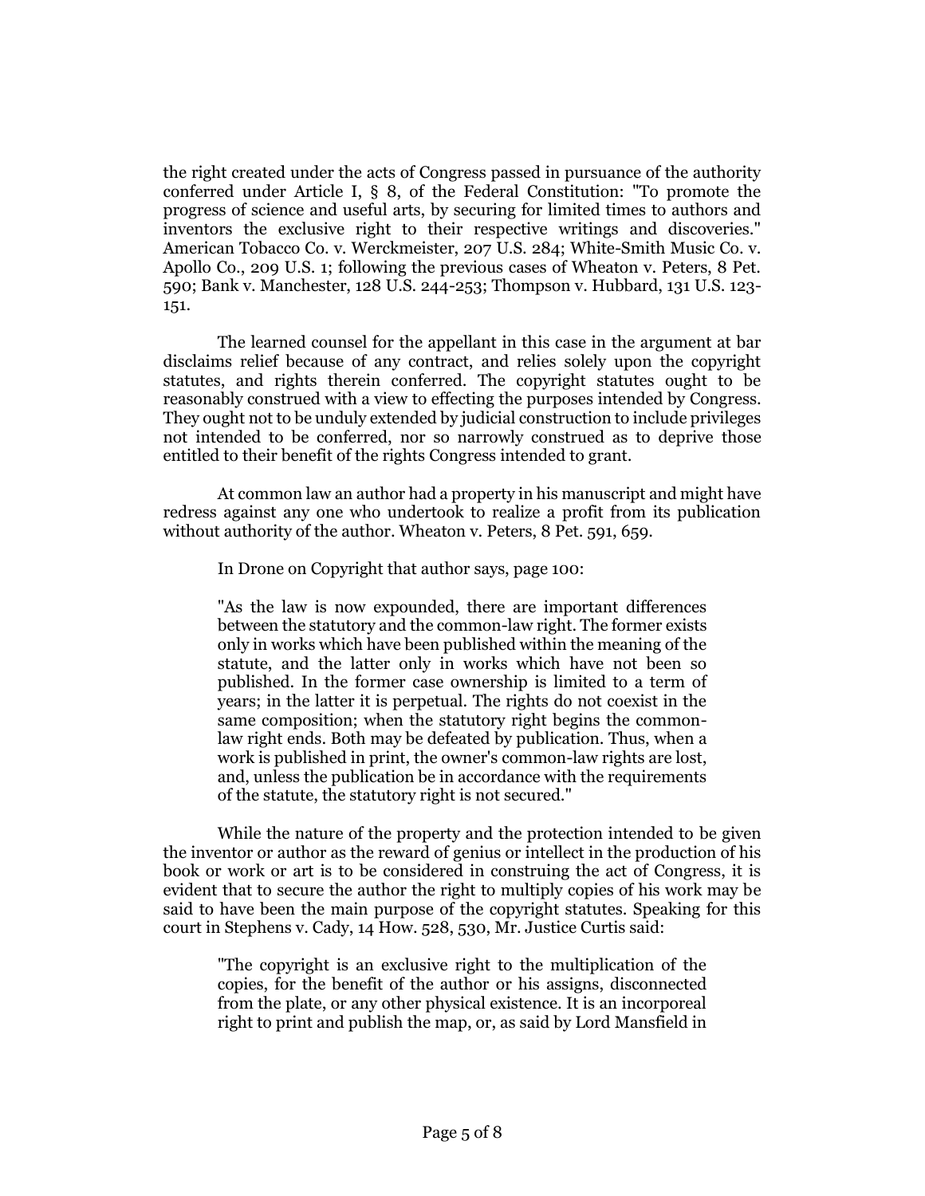the right created under the acts of Congress passed in pursuance of the authority conferred under Article I, § 8, of the Federal Constitution: "To promote the progress of science and useful arts, by securing for limited times to authors and inventors the exclusive right to their respective writings and discoveries." American Tobacco Co. v. Werckmeister, 207 U.S. 284; White-Smith Music Co. v. Apollo Co., 209 U.S. 1; following the previous cases of Wheaton v. Peters, 8 Pet. 590; Bank v. Manchester, 128 U.S. 244-253; Thompson v. Hubbard, 131 U.S. 123-151.

The learned counsel for the appellant in this case in the argument at bar disclaims relief because of any contract, and relies solely upon the copyright statutes, and rights therein conferred. The copyright statutes ought to be reasonably construed with a view to effecting the purposes intended by Congress. They ought not to be unduly extended by judicial construction to include privileges not intended to be conferred, nor so narrowly construed as to deprive those entitled to their benefit of the rights Congress intended to grant.

At common law an author had a property in his manuscript and might have redress against any one who undertook to realize a profit from its publication without authority of the author. Wheaton v. Peters, 8 Pet. 591, 659.

In Drone on Copyright that author says, page 100:

> "As the law is now expounded, there are important differences between the statutory and the common-law right. The former exists only in works which have been published within the meaning of the statute, and the latter only in works which have not been so published. In the former case ownership is limited to a term of years; in the latter it is perpetual. The rights do not coexist in the same composition; when the statutory right begins the common-law right ends. Both may be defeated by publication. Thus, when a work is published in print, the owner's common-law rights are lost, and, unless the publication be in accordance with the requirements of the statute, the statutory right is not secured."

While the nature of the property and the protection intended to be given the inventor or author as the reward of genius or intellect in the production of his book or work or art is to be considered in construing the act of Congress, it is evident that to secure the author the right to multiply copies of his work may be said to have been the main purpose of the copyright statutes. Speaking for this court in Stephens v. Cady, 14 How. 528, 530, Mr. Justice Curtis said:

> "The copyright is an exclusive right to the multiplication of the copies, for the benefit of the author or his assigns, disconnected from the plate, or any other physical existence. It is an incorporeal right to print and publish the map, or, as said by Lord Mansfield in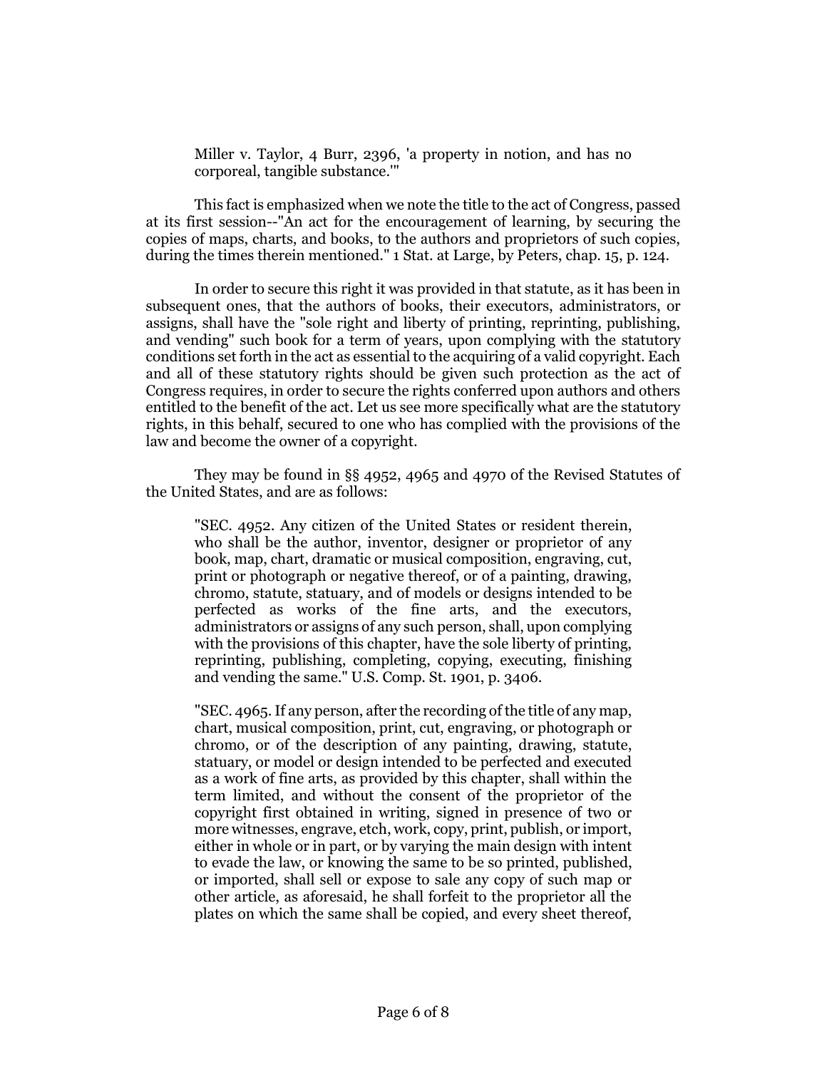> Miller v. Taylor, 4 Burr, 2396, 'a property in notion, and has no corporeal, tangible substance.'"

This fact is emphasized when we note the title to the act of Congress, passed at its first session--"An act for the encouragement of learning, by securing the copies of maps, charts, and books, to the authors and proprietors of such copies, during the times therein mentioned." 1 Stat. at Large, by Peters, chap. 15, p. 124.

In order to secure this right it was provided in that statute, as it has been in subsequent ones, that the authors of books, their executors, administrators, or assigns, shall have the "sole right and liberty of printing, reprinting, publishing, and vending" such book for a term of years, upon complying with the statutory conditions set forth in the act as essential to the acquiring of a valid copyright. Each and all of these statutory rights should be given such protection as the act of Congress requires, in order to secure the rights conferred upon authors and others entitled to the benefit of the act. Let us see more specifically what are the statutory rights, in this behalf, secured to one who has complied with the provisions of the law and become the owner of a copyright.

They may be found in §§ 4952, 4965 and 4970 of the Revised Statutes of the United States, and are as follows:

> "SEC. 4952. Any citizen of the United States or resident therein, who shall be the author, inventor, designer or proprietor of any book, map, chart, dramatic or musical composition, engraving, cut, print or photograph or negative thereof, or of a painting, drawing, chromo, statute, statuary, and of models or designs intended to be perfected as works of the fine arts, and the executors, administrators or assigns of any such person, shall, upon complying with the provisions of this chapter, have the sole liberty of printing, reprinting, publishing, completing, copying, executing, finishing and vending the same." U.S. Comp. St. 1901, p. 3406.
>
> "SEC. 4965. If any person, after the recording of the title of any map, chart, musical composition, print, cut, engraving, or photograph or chromo, or of the description of any painting, drawing, statute, statuary, or model or design intended to be perfected and executed as a work of fine arts, as provided by this chapter, shall within the term limited, and without the consent of the proprietor of the copyright first obtained in writing, signed in presence of two or more witnesses, engrave, etch, work, copy, print, publish, or import, either in whole or in part, or by varying the main design with intent to evade the law, or knowing the same to be so printed, published, or imported, shall sell or expose to sale any copy of such map or other article, as aforesaid, he shall forfeit to the proprietor all the plates on which the same shall be copied, and every sheet thereof,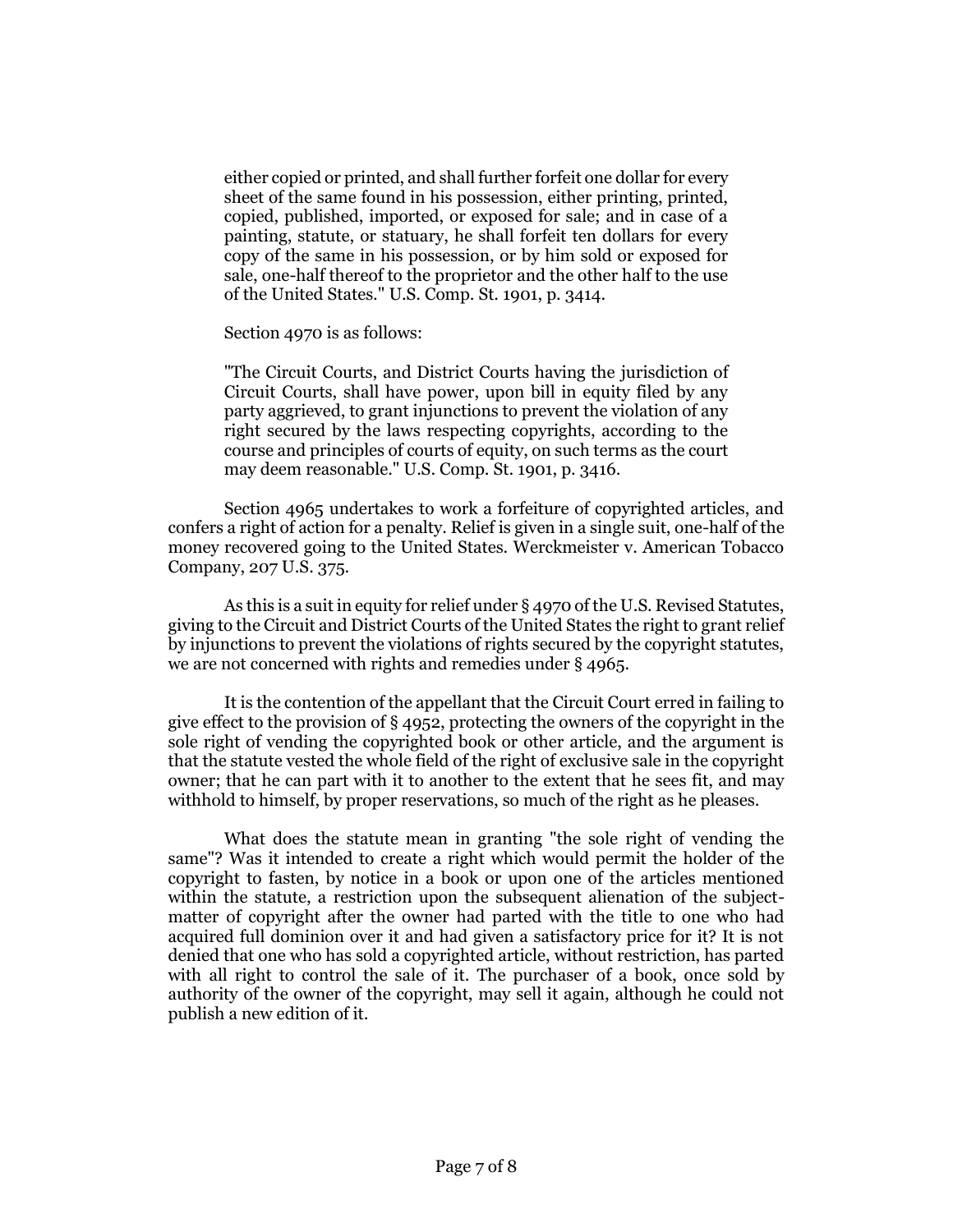> either copied or printed, and shall further forfeit one dollar for every sheet of the same found in his possession, either printing, printed, copied, published, imported, or exposed for sale; and in case of a painting, statute, or statuary, he shall forfeit ten dollars for every copy of the same in his possession, or by him sold or exposed for sale, one-half thereof to the proprietor and the other half to the use of the United States." U.S. Comp. St. 1901, p. 3414.
>
> Section 4970 is as follows:
>
> "The Circuit Courts, and District Courts having the jurisdiction of Circuit Courts, shall have power, upon bill in equity filed by any party aggrieved, to grant injunctions to prevent the violation of any right secured by the laws respecting copyrights, according to the course and principles of courts of equity, on such terms as the court may deem reasonable." U.S. Comp. St. 1901, p. 3416.

Section 4965 undertakes to work a forfeiture of copyrighted articles, and confers a right of action for a penalty. Relief is given in a single suit, one-half of the money recovered going to the United States. Werckmeister v. American Tobacco Company, 207 U.S. 375.

As this is a suit in equity for relief under § 4970 of the U.S. Revised Statutes, giving to the Circuit and District Courts of the United States the right to grant relief by injunctions to prevent the violations of rights secured by the copyright statutes, we are not concerned with rights and remedies under § 4965.

It is the contention of the appellant that the Circuit Court erred in failing to give effect to the provision of § 4952, protecting the owners of the copyright in the sole right of vending the copyrighted book or other article, and the argument is that the statute vested the whole field of the right of exclusive sale in the copyright owner; that he can part with it to another to the extent that he sees fit, and may withhold to himself, by proper reservations, so much of the right as he pleases.

What does the statute mean in granting "the sole right of vending the same"? Was it intended to create a right which would permit the holder of the copyright to fasten, by notice in a book or upon one of the articles mentioned within the statute, a restriction upon the subsequent alienation of the subject-matter of copyright after the owner had parted with the title to one who had acquired full dominion over it and had given a satisfactory price for it? It is not denied that one who has sold a copyrighted article, without restriction, has parted with all right to control the sale of it. The purchaser of a book, once sold by authority of the owner of the copyright, may sell it again, although he could not publish a new edition of it.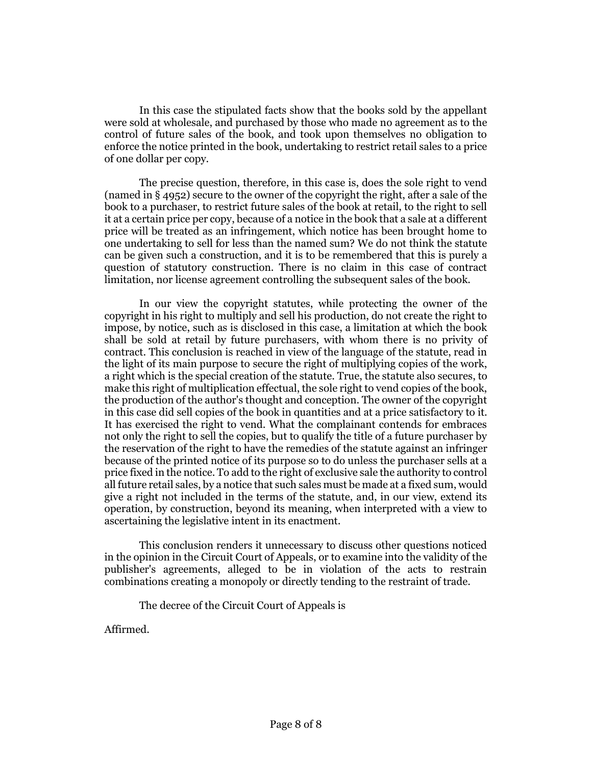In this case the stipulated facts show that the books sold by the appellant were sold at wholesale, and purchased by those who made no agreement as to the control of future sales of the book, and took upon themselves no obligation to enforce the notice printed in the book, undertaking to restrict retail sales to a price of one dollar per copy.

The precise question, therefore, in this case is, does the sole right to vend (named in § 4952) secure to the owner of the copyright the right, after a sale of the book to a purchaser, to restrict future sales of the book at retail, to the right to sell it at a certain price per copy, because of a notice in the book that a sale at a different price will be treated as an infringement, which notice has been brought home to one undertaking to sell for less than the named sum? We do not think the statute can be given such a construction, and it is to be remembered that this is purely a question of statutory construction. There is no claim in this case of contract limitation, nor license agreement controlling the subsequent sales of the book.

In our view the copyright statutes, while protecting the owner of the copyright in his right to multiply and sell his production, do not create the right to impose, by notice, such as is disclosed in this case, a limitation at which the book shall be sold at retail by future purchasers, with whom there is no privity of contract. This conclusion is reached in view of the language of the statute, read in the light of its main purpose to secure the right of multiplying copies of the work, a right which is the special creation of the statute. True, the statute also secures, to make this right of multiplication effectual, the sole right to vend copies of the book, the production of the author's thought and conception. The owner of the copyright in this case did sell copies of the book in quantities and at a price satisfactory to it. It has exercised the right to vend. What the complainant contends for embraces not only the right to sell the copies, but to qualify the title of a future purchaser by the reservation of the right to have the remedies of the statute against an infringer because of the printed notice of its purpose so to do unless the purchaser sells at a price fixed in the notice. To add to the right of exclusive sale the authority to control all future retail sales, by a notice that such sales must be made at a fixed sum, would give a right not included in the terms of the statute, and, in our view, extend its operation, by construction, beyond its meaning, when interpreted with a view to ascertaining the legislative intent in its enactment.

This conclusion renders it unnecessary to discuss other questions noticed in the opinion in the Circuit Court of Appeals, or to examine into the validity of the publisher's agreements, alleged to be in violation of the acts to restrain combinations creating a monopoly or directly tending to the restraint of trade.

The decree of the Circuit Court of Appeals is

Affirmed.